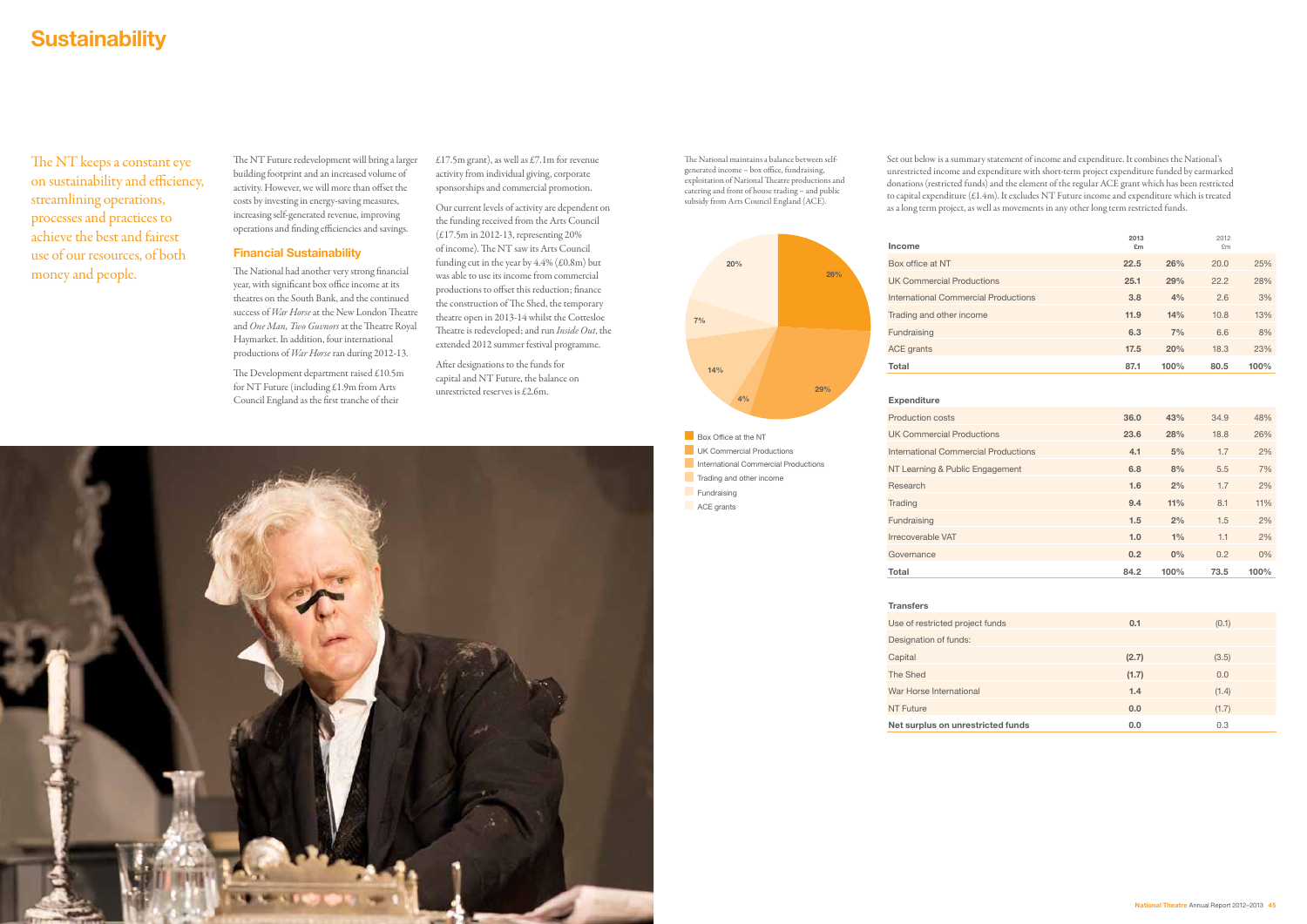# Sustainability

The NT keeps a constant eye on sustainability and efficiency, streamlining operations, processes and practices to achieve the best and fairest use of our resources, of both money and people.

The NT Future redevelopment will bring a larger building footprint and an increased volume of activity. However, we will more than offset the costs by investing in energy-saving measures, increasing self-generated revenue, improving operations and finding efficiencies and savings.

## Financial Sustainability

The National had another very strong financial year, with significant box office income at its theatres on the South Bank, and the continued success of *War Horse* at the New London Theatre and *One Man, Two Guvnors* at the Theatre Royal Haymarket. In addition, four international productions of *War Horse* ran during 2012-13.

The Development department raised £10.5m for NT Future (including £1.9m from Arts Council England as the first tranche of their £17.5m grant), as well as £7.1m for revenue activity from individual giving, corporate sponsorships and commercial promotion.

Our current levels of activity are dependent on the funding received from the Arts Council (£17.5m in 2012-13, representing 20% of income). The NT saw its Arts Council funding cut in the year by 4.4% (£0.8m) but was able to use its income from commercial productions to offset this reduction; finance the construction of The Shed, the temporary theatre open in 2013-14 whilst the Cottesloe Theatre is redeveloped; and run *Inside Out*, the extended 2012 summer festival programme.

After designations to the funds for capital and NT Future, the balance on unrestricted reserves is £2.6m.

The National maintains a balance between self-generated income – box office, fundraising, exploitation of National Theatre productions and catering and front of house trading – and public subsidy from Arts Council England (ACE).

- Box Office at the NT – 26%
- UK Commercial Productions – 29%
- International Commercial Productions – 4%
- Trading and other income – 14%
- Fundraising – 7%
- ACE grants – 20%

Set out below is a summary statement of income and expenditure. It combines the National's unrestricted income and expenditure with short-term project expenditure funded by earmarked donations (restricted funds) and the element of the regular ACE grant which has been restricted to capital expenditure (£1.4m). It excludes NT Future income and expenditure which is treated as a long term project, as well as movements in any other long term restricted funds.

| Income | 2013 £m | | 2012 £m | |
|---|---|---|---|---|
| Box office at NT | 22.5 | 26% | 20.0 | 25% |
| UK Commercial Productions | 25.1 | 29% | 22.2 | 28% |
| International Commercial Productions | 3.8 | 4% | 2.6 | 3% |
| Trading and other income | 11.9 | 14% | 10.8 | 13% |
| Fundraising | 6.3 | 7% | 6.6 | 8% |
| ACE grants | 17.5 | 20% | 18.3 | 23% |
| **Total** | **87.1** | **100%** | **80.5** | **100%** |

| Expenditure | 2013 £m | | 2012 £m | |
|---|---|---|---|---|
| Production costs | 36.0 | 43% | 34.9 | 48% |
| UK Commercial Productions | 23.6 | 28% | 18.8 | 26% |
| International Commercial Productions | 4.1 | 5% | 1.7 | 2% |
| NT Learning & Public Engagement | 6.8 | 8% | 5.5 | 7% |
| Research | 1.6 | 2% | 1.7 | 2% |
| Trading | 9.4 | 11% | 8.1 | 11% |
| Fundraising | 1.5 | 2% | 1.5 | 2% |
| Irrecoverable VAT | 1.0 | 1% | 1.1 | 2% |
| Governance | 0.2 | 0% | 0.2 | 0% |
| **Total** | **84.2** | **100%** | **73.5** | **100%** |

| Transfers | 2013 £m | 2012 £m |
|---|---|---|
| Use of restricted project funds | 0.1 | (0.1) |
| Designation of funds: | | |
| Capital | (2.7) | (3.5) |
| The Shed | (1.7) | 0.0 |
| War Horse International | 1.4 | (1.4) |
| NT Future | 0.0 | (1.7) |
| **Net surplus on unrestricted funds** | **0.0** | **0.3** |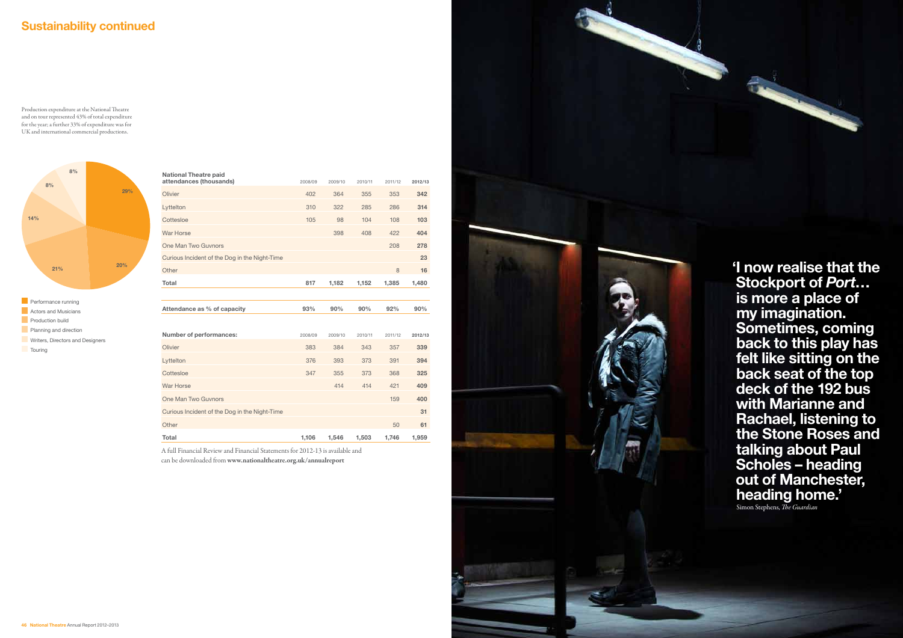## Sustainability continued

Production expenditure at the National Theatre and on tour represented 43% of total expenditure for the year; a further 33% of expenditure was for UK and international commercial productions.

- Performance running — 29%
- Actors and Musicians — 20%
- Production build — 21%
- Planning and direction — 14%
- Writers, Directors and Designers — 8%
- Touring — 8%

| National Theatre paid attendances (thousands) | 2008/09 | 2009/10 | 2010/11 | 2011/12 | **2012/13** |
|---|---|---|---|---|---|
| Olivier | 402 | 364 | 355 | 353 | **342** |
| Lyttelton | 310 | 322 | 285 | 286 | **314** |
| Cottesloe | 105 | 98 | 104 | 108 | **103** |
| War Horse | | 398 | 408 | 422 | **404** |
| One Man Two Guvnors | | | | 208 | **278** |
| Curious Incident of the Dog in the Night-Time | | | | | **23** |
| Other | | | | 8 | **16** |
| **Total** | **817** | **1,182** | **1,152** | **1,385** | **1,480** |

| Attendance as % of capacity | 93% | 90% | 90% | 92% | **90%** |
|---|---|---|---|---|---|

| Number of performances: | 2008/09 | 2009/10 | 2010/11 | 2011/12 | **2012/13** |
|---|---|---|---|---|---|
| Olivier | 383 | 384 | 343 | 357 | **339** |
| Lyttelton | 376 | 393 | 373 | 391 | **394** |
| Cottesloe | 347 | 355 | 373 | 368 | **325** |
| War Horse | | 414 | 414 | 421 | **409** |
| One Man Two Guvnors | | | | 159 | **400** |
| Curious Incident of the Dog in the Night-Time | | | | | **31** |
| Other | | | | 50 | **61** |
| **Total** | **1,106** | **1,546** | **1,503** | **1,746** | **1,959** |

A full Financial Review and Financial Statements for 2012-13 is available and can be downloaded from **www.nationaltheatre.org.uk/annualreport**

**'I now realise that the Stockport of *Port*… is more a place of my imagination. Sometimes, coming back to this play has felt like sitting on the back seat of the top deck of the 192 bus with Marianne and Rachael, listening to the Stone Roses and talking about Paul Scholes – heading out of Manchester, heading home.'**

Simon Stephens, *The Guardian*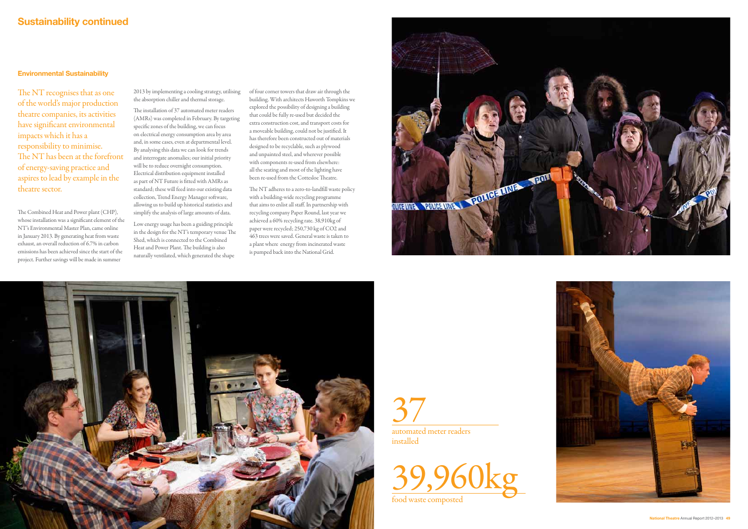## Sustainability continued

### Environmental Sustainability

The NT recognises that as one of the world's major production theatre companies, its activities have significant environmental impacts which it has a responsibility to minimise. The NT has been at the forefront of energy-saving practice and aspires to lead by example in the theatre sector.

The Combined Heat and Power plant (CHP), whose installation was a significant element of the NT's Environmental Master Plan, came online in January 2013. By generating heat from waste exhaust, an overall reduction of 6.7% in carbon emissions has been achieved since the start of the project. Further savings will be made in summer 2013 by implementing a cooling strategy, utilising the absorption chiller and thermal storage.

The installation of 37 automated meter readers (AMRs) was completed in February. By targeting specific zones of the building, we can focus on electrical energy consumption area by area and, in some cases, even at departmental level. By analysing this data we can look for trends and interrogate anomalies; our initial priority will be to reduce overnight consumption. Electrical distribution equipment installed as part of NT Future is fitted with AMRs as standard; these will feed into our existing data collection, Trend Energy Manager software, allowing us to build up historical statistics and simplify the analysis of large amounts of data.

Low energy usage has been a guiding principle in the design for the NT's temporary venue The Shed, which is connected to the Combined Heat and Power Plant. The building is also naturally ventilated, which generated the shape of four corner towers that draw air through the building. With architects Haworth Tompkins we explored the possibility of designing a building that could be fully re-used but decided the extra construction cost, and transport costs for a moveable building, could not be justified. It has therefore been constructed out of materials designed to be recyclable, such as plywood and unpainted steel, and wherever possible with components re-used from elsewhere: all the seating and most of the lighting have been re-used from the Cottesloe Theatre.

The NT adheres to a zero-to-landfill waste policy with a building-wide recycling programme that aims to enlist all staff. In partnership with recycling company Paper Round, last year we achieved a 60% recycling rate. 38,910kg of paper were recycled; 250,730 kg of $CO_2$ and 463 trees were saved. General waste is taken to a plant where energy from incinerated waste is pumped back into the National Grid.

37
automated meter readers installed

39,960kg
food waste composted